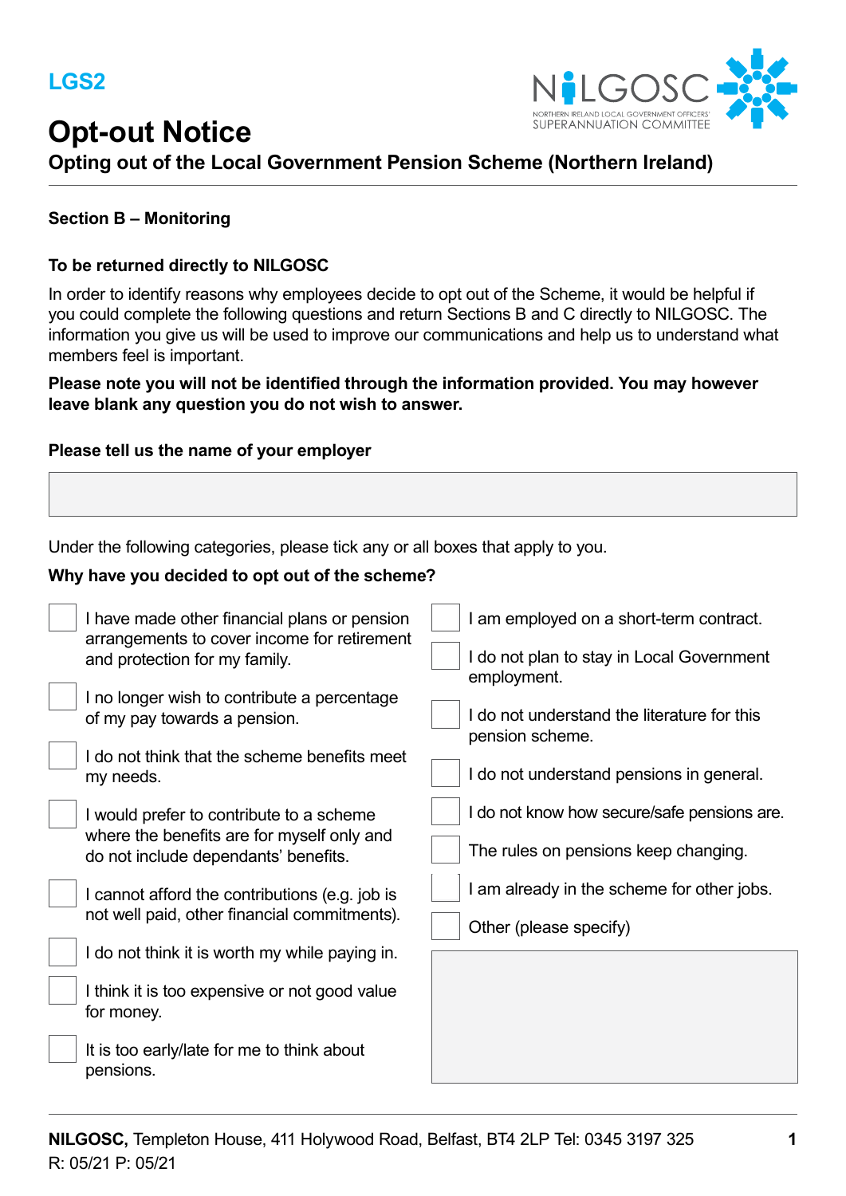LGS2

# Opt-out Notice

## Opting out of the Local Government Pension Scheme (Northern Ireland)

### Section B – Monitoring

**To be returned directly to NILGOSC**

In order to identify reasons why employees decide to opt out of the Scheme, it would be helpful if you could complete the following questions and return Sections B and C directly to NILGOSC. The information you give us will be used to improve our communications and help us to understand what members feel is important.

**Please note you will not be identified through the information provided. You may however leave blank any question you do not wish to answer.**

**Please tell us the name of your employer**

[ ]

Under the following categories, please tick any or all boxes that apply to you.

**Why have you decided to opt out of the scheme?**

- [ ] I have made other financial plans or pension arrangements to cover income for retirement and protection for my family.
- [ ] I no longer wish to contribute a percentage of my pay towards a pension.
- [ ] I do not think that the scheme benefits meet my needs.
- [ ] I would prefer to contribute to a scheme where the benefits are for myself only and do not include dependants' benefits.
- [ ] I cannot afford the contributions (e.g. job is not well paid, other financial commitments).
- [ ] I do not think it is worth my while paying in.
- [ ] I think it is too expensive or not good value for money.
- [ ] It is too early/late for me to think about pensions.
- [ ] I am employed on a short-term contract.
- [ ] I do not plan to stay in Local Government employment.
- [ ] I do not understand the literature for this pension scheme.
- [ ] I do not understand pensions in general.
- [ ] I do not know how secure/safe pensions are.
- [ ] The rules on pensions keep changing.
- [ ] I am already in the scheme for other jobs.
- [ ] Other (please specify)

[ ]

**NILGOSC,** Templeton House, 411 Holywood Road, Belfast, BT4 2LP Tel: 0345 3197 325
R: 05/21 P: 05/21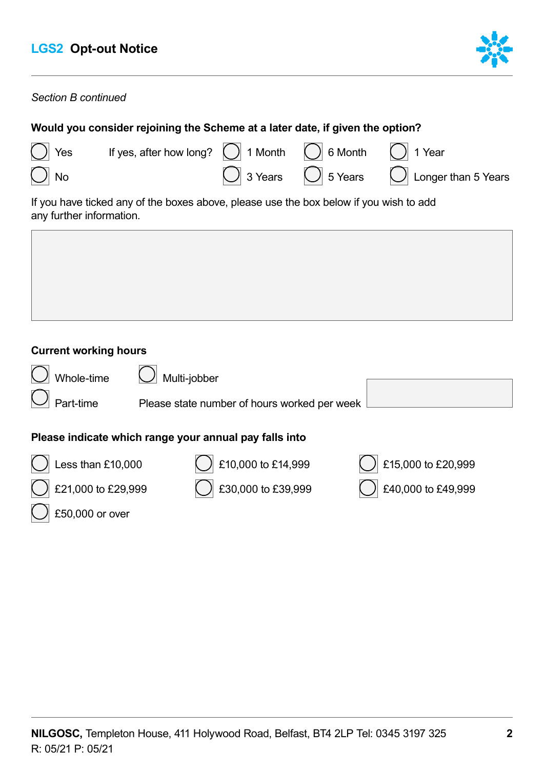*Section B continued*

**Would you consider rejoining the Scheme at a later date, if given the option?**

- ◯ Yes
- ◯ No

If yes, after how long?

- ◯ 1 Month
- ◯ 6 Month
- ◯ 1 Year
- ◯ 3 Years
- ◯ 5 Years
- ◯ Longer than 5 Years

If you have ticked any of the boxes above, please use the box below if you wish to add any further information.

**Current working hours**

- ◯ Whole-time
- ◯ Multi-jobber
- ◯ Part-time

Please state number of hours worked per week

**Please indicate which range your annual pay falls into**

- ◯ Less than £10,000
- ◯ £10,000 to £14,999
- ◯ £15,000 to £20,999
- ◯ £21,000 to £29,999
- ◯ £30,000 to £39,999
- ◯ £40,000 to £49,999
- ◯ £50,000 or over

**NILGOSC,** Templeton House, 411 Holywood Road, Belfast, BT4 2LP Tel: 0345 3197 325
R: 05/21 P: 05/21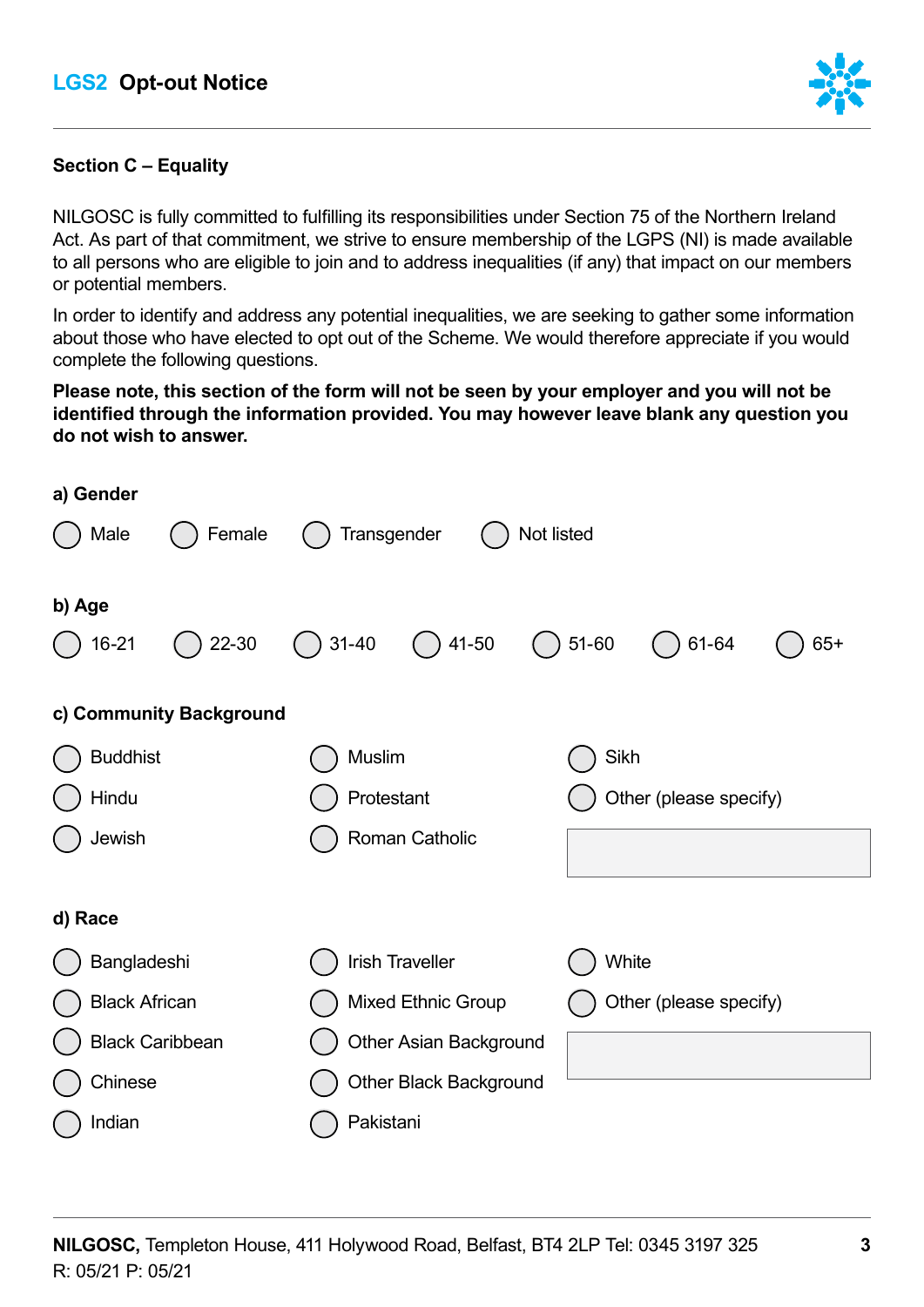## Section C – Equality

NILGOSC is fully committed to fulfilling its responsibilities under Section 75 of the Northern Ireland Act. As part of that commitment, we strive to ensure membership of the LGPS (NI) is made available to all persons who are eligible to join and to address inequalities (if any) that impact on our members or potential members.

In order to identify and address any potential inequalities, we are seeking to gather some information about those who have elected to opt out of the Scheme. We would therefore appreciate if you would complete the following questions.

**Please note, this section of the form will not be seen by your employer and you will not be identified through the information provided. You may however leave blank any question you do not wish to answer.**

**a) Gender**

- ○ Male
- ○ Female
- ○ Transgender
- ○ Not listed

**b) Age**

- ○ 16-21
- ○ 22-30
- ○ 31-40
- ○ 41-50
- ○ 51-60
- ○ 61-64
- ○ 65+

**c) Community Background**

- ○ Buddhist
- ○ Hindu
- ○ Jewish
- ○ Muslim
- ○ Protestant
- ○ Roman Catholic
- ○ Sikh
- ○ Other (please specify) ______________________

**d) Race**

- ○ Bangladeshi
- ○ Black African
- ○ Black Caribbean
- ○ Chinese
- ○ Indian
- ○ Irish Traveller
- ○ Mixed Ethnic Group
- ○ Other Asian Background
- ○ Other Black Background
- ○ Pakistani
- ○ White
- ○ Other (please specify) ______________________

**NILGOSC,** Templeton House, 411 Holywood Road, Belfast, BT4 2LP Tel: 0345 3197 325
R: 05/21 P: 05/21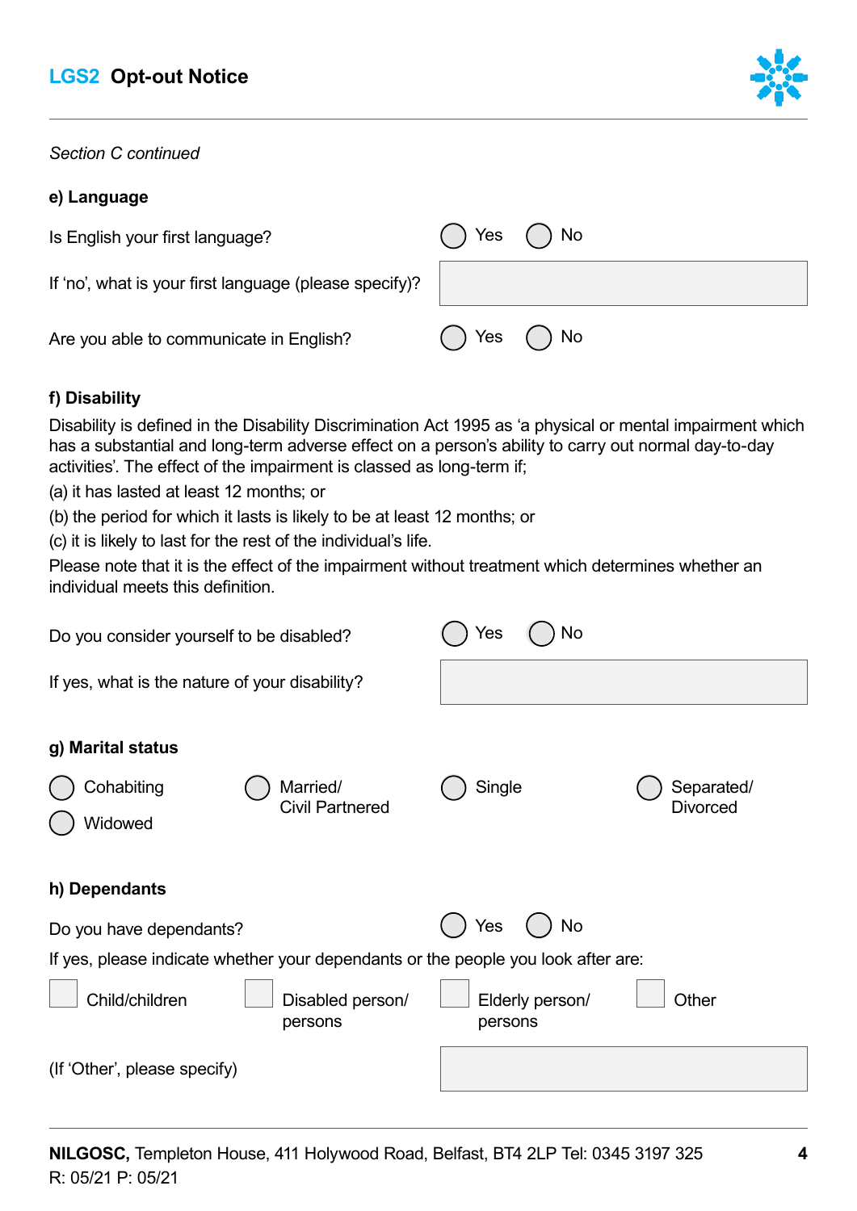## LGS2 Opt-out Notice

*Section C continued*

**e) Language**

Is English your first language? ◯ Yes ◯ No

If 'no', what is your first language (please specify)?

Are you able to communicate in English? ◯ Yes ◯ No

**f) Disability**

Disability is defined in the Disability Discrimination Act 1995 as 'a physical or mental impairment which has a substantial and long-term adverse effect on a person's ability to carry out normal day-to-day activities'. The effect of the impairment is classed as long-term if;

(a) it has lasted at least 12 months; or

(b) the period for which it lasts is likely to be at least 12 months; or

(c) it is likely to last for the rest of the individual's life.

Please note that it is the effect of the impairment without treatment which determines whether an individual meets this definition.

Do you consider yourself to be disabled? ◯ Yes ◯ No

If yes, what is the nature of your disability?

**g) Marital status**

◯ Cohabiting ◯ Married/ Civil Partnered ◯ Single ◯ Separated/ Divorced

◯ Widowed

**h) Dependants**

Do you have dependants? ◯ Yes ◯ No

If yes, please indicate whether your dependants or the people you look after are:

☐ Child/children ☐ Disabled person/ persons ☐ Elderly person/ persons ☐ Other

(If 'Other', please specify)

**NILGOSC,** Templeton House, 411 Holywood Road, Belfast, BT4 2LP Tel: 0345 3197 325

R: 05/21 P: 05/21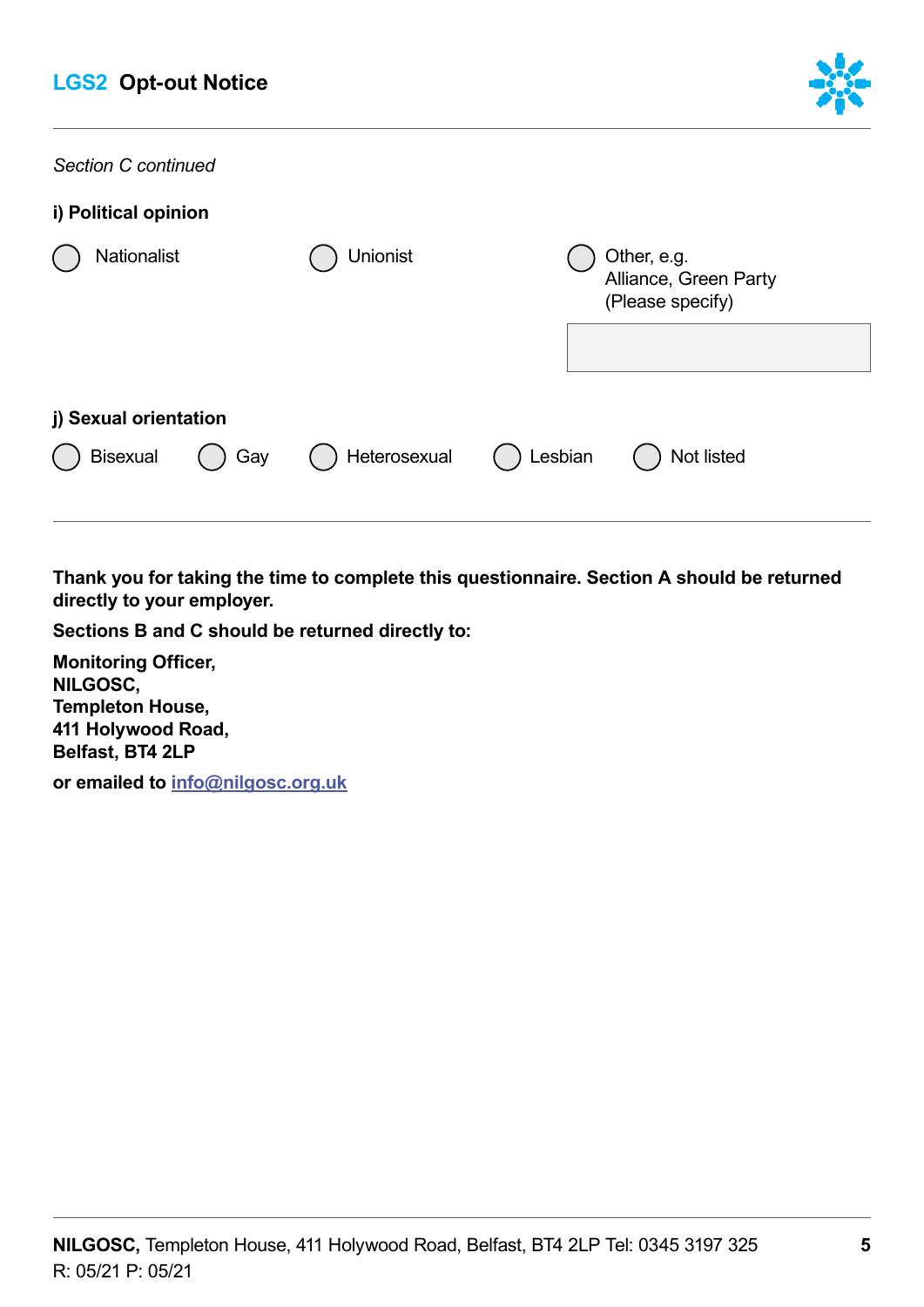## LGS2 Opt-out Notice

*Section C continued*

**i) Political opinion**

- ◯ Nationalist
- ◯ Unionist
- ◯ Other, e.g. Alliance, Green Party (Please specify)

**j) Sexual orientation**

- ◯ Bisexual
- ◯ Gay
- ◯ Heterosexual
- ◯ Lesbian
- ◯ Not listed

---

**Thank you for taking the time to complete this questionnaire. Section A should be returned directly to your employer.**

**Sections B and C should be returned directly to:**

**Monitoring Officer,**
**NILGOSC,**
**Templeton House,**
**411 Holywood Road,**
**Belfast, BT4 2LP**

**or emailed to info@nilgosc.org.uk**

**NILGOSC,** Templeton House, 411 Holywood Road, Belfast, BT4 2LP Tel: 0345 3197 325
R: 05/21 P: 05/21